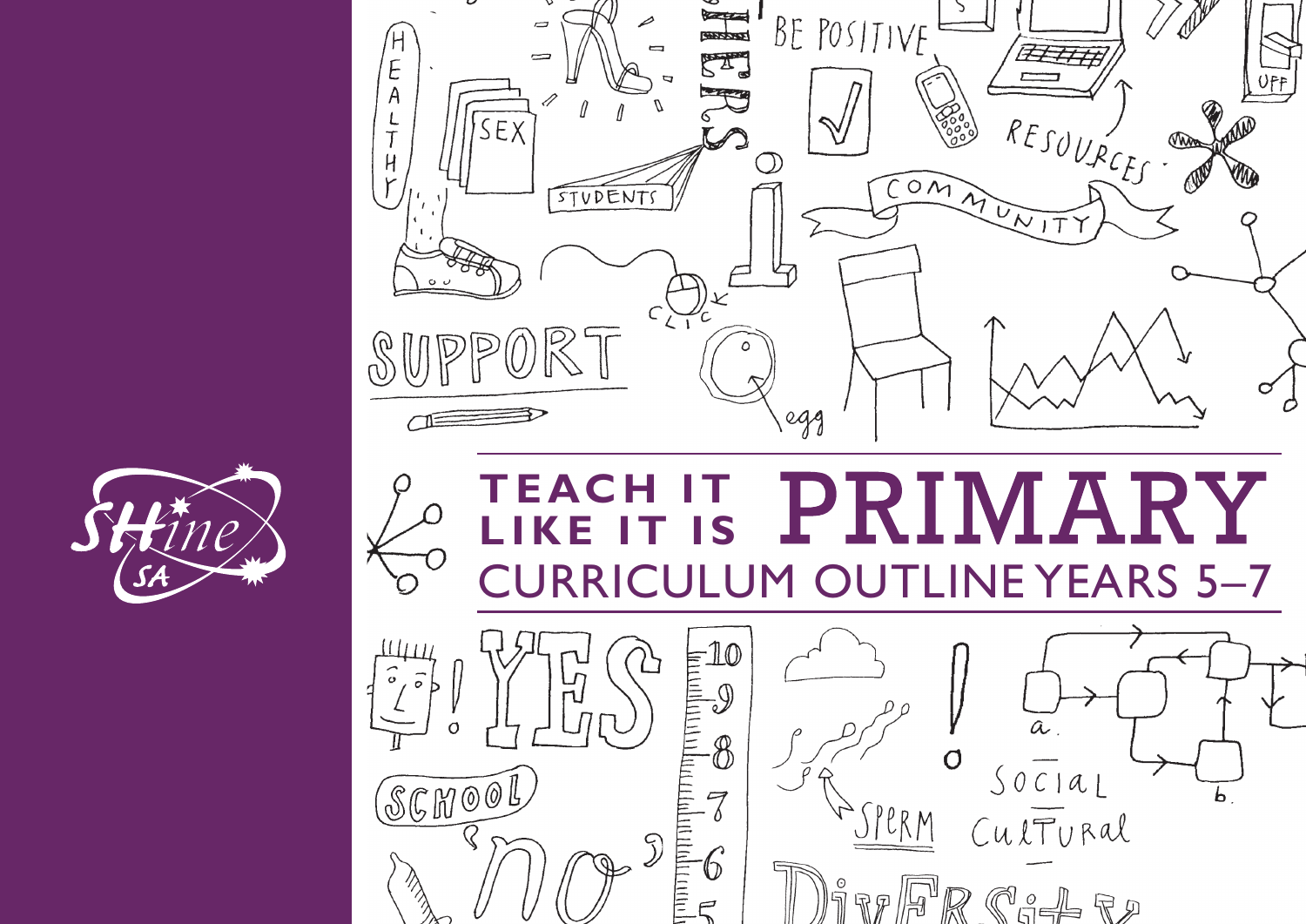# TEACH IT LIKE IT IS PRIMARY

## CURRICULUM OUTLINE YEARS 5–7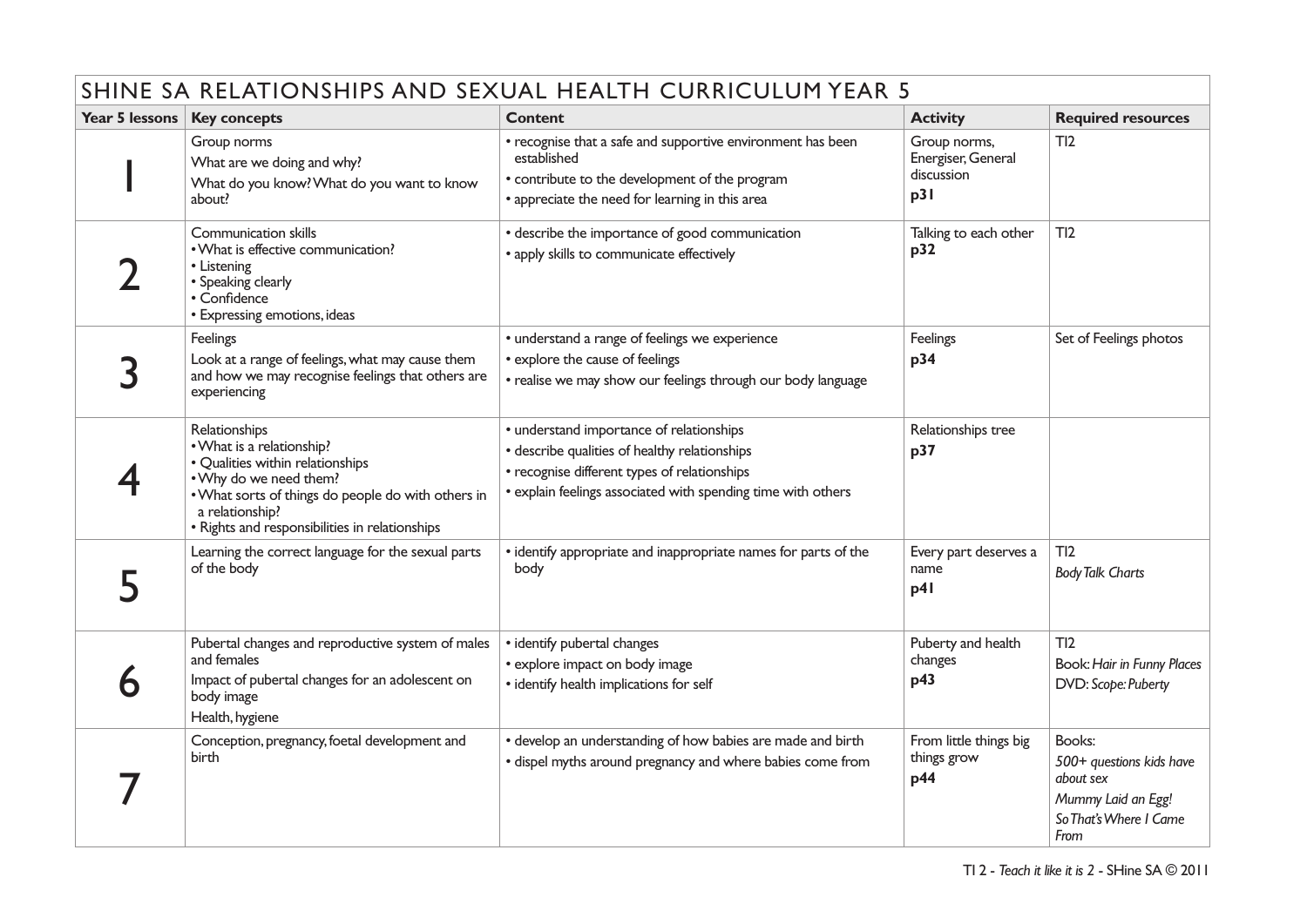# SHINE SA RELATIONSHIPS AND SEXUAL HEALTH CURRICULUM YEAR 5

| Year 5 lessons | Key concepts | Content | Activity | Required resources |
|---|---|---|---|---|
| 1 | Group norms<br>What are we doing and why?<br>What do you know? What do you want to know about? | • recognise that a safe and supportive environment has been established<br>• contribute to the development of the program<br>• appreciate the need for learning in this area | Group norms, Energiser, General discussion<br>**p31** | TI2 |
| 2 | Communication skills<br>• What is effective communication?<br>• Listening<br>• Speaking clearly<br>• Confidence<br>• Expressing emotions, ideas | • describe the importance of good communication<br>• apply skills to communicate effectively | Talking to each other<br>**p32** | TI2 |
| 3 | Feelings<br>Look at a range of feelings, what may cause them and how we may recognise feelings that others are experiencing | • understand a range of feelings we experience<br>• explore the cause of feelings<br>• realise we may show our feelings through our body language | Feelings<br>**p34** | Set of Feelings photos |
| 4 | Relationships<br>• What is a relationship?<br>• Qualities within relationships<br>• Why do we need them?<br>• What sorts of things do people do with others in a relationship?<br>• Rights and responsibilities in relationships | • understand importance of relationships<br>• describe qualities of healthy relationships<br>• recognise different types of relationships<br>• explain feelings associated with spending time with others | Relationships tree<br>**p37** | |
| 5 | Learning the correct language for the sexual parts of the body | • identify appropriate and inappropriate names for parts of the body | Every part deserves a name<br>**p41** | TI2<br>*Body Talk Charts* |
| 6 | Pubertal changes and reproductive system of males and females<br>Impact of pubertal changes for an adolescent on body image<br>Health, hygiene | • identify pubertal changes<br>• explore impact on body image<br>• identify health implications for self | Puberty and health changes<br>**p43** | TI2<br>Book: *Hair in Funny Places*<br>DVD: *Scope: Puberty* |
| 7 | Conception, pregnancy, foetal development and birth | • develop an understanding of how babies are made and birth<br>• dispel myths around pregnancy and where babies come from | From little things big things grow<br>**p44** | Books:<br>*500+ questions kids have about sex*<br>*Mummy Laid an Egg!*<br>*So That's Where I Came From* |

TI 2 - *Teach it like it is 2* - SHine SA © 2011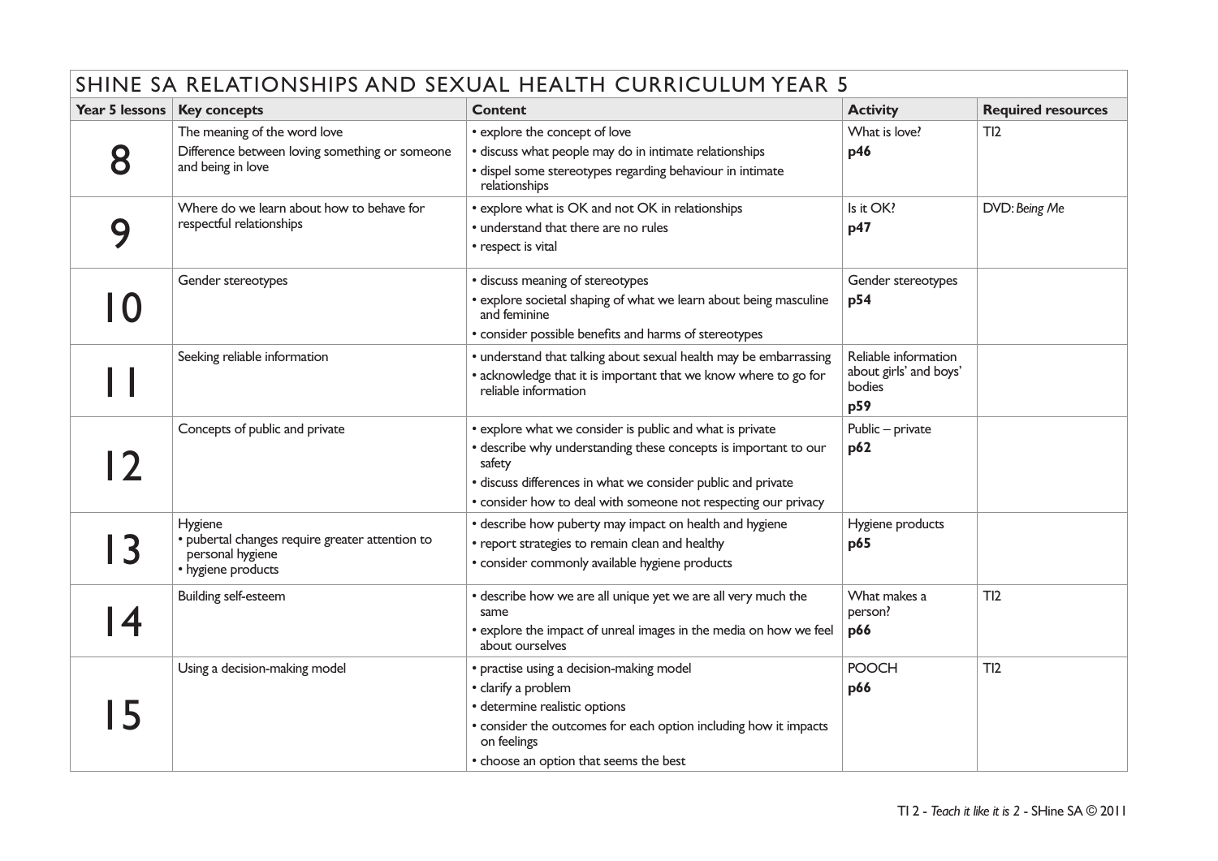# SHINE SA RELATIONSHIPS AND SEXUAL HEALTH CURRICULUM YEAR 5

| Year 5 lessons | Key concepts | Content | Activity | Required resources |
|---|---|---|---|---|
| 8 | The meaning of the word love<br>Difference between loving something or someone and being in love | • explore the concept of love<br>• discuss what people may do in intimate relationships<br>• dispel some stereotypes regarding behaviour in intimate relationships | What is love?<br>**p46** | TI2 |
| 9 | Where do we learn about how to behave for respectful relationships | • explore what is OK and not OK in relationships<br>• understand that there are no rules<br>• respect is vital | Is it OK?<br>**p47** | DVD: *Being Me* |
| 10 | Gender stereotypes | • discuss meaning of stereotypes<br>• explore societal shaping of what we learn about being masculine and feminine<br>• consider possible benefits and harms of stereotypes | Gender stereotypes<br>**p54** | |
| 11 | Seeking reliable information | • understand that talking about sexual health may be embarrassing<br>• acknowledge that it is important that we know where to go for reliable information | Reliable information about girls' and boys' bodies<br>**p59** | |
| 12 | Concepts of public and private | • explore what we consider is public and what is private<br>• describe why understanding these concepts is important to our safety<br>• discuss differences in what we consider public and private<br>• consider how to deal with someone not respecting our privacy | Public – private<br>**p62** | |
| 13 | Hygiene<br>• pubertal changes require greater attention to personal hygiene<br>• hygiene products | • describe how puberty may impact on health and hygiene<br>• report strategies to remain clean and healthy<br>• consider commonly available hygiene products | Hygiene products<br>**p65** | |
| 14 | Building self-esteem | • describe how we are all unique yet we are all very much the same<br>• explore the impact of unreal images in the media on how we feel about ourselves | What makes a person?<br>**p66** | TI2 |
| 15 | Using a decision-making model | • practise using a decision-making model<br>• clarify a problem<br>• determine realistic options<br>• consider the outcomes for each option including how it impacts on feelings<br>• choose an option that seems the best | POOCH<br>**p66** | TI2 |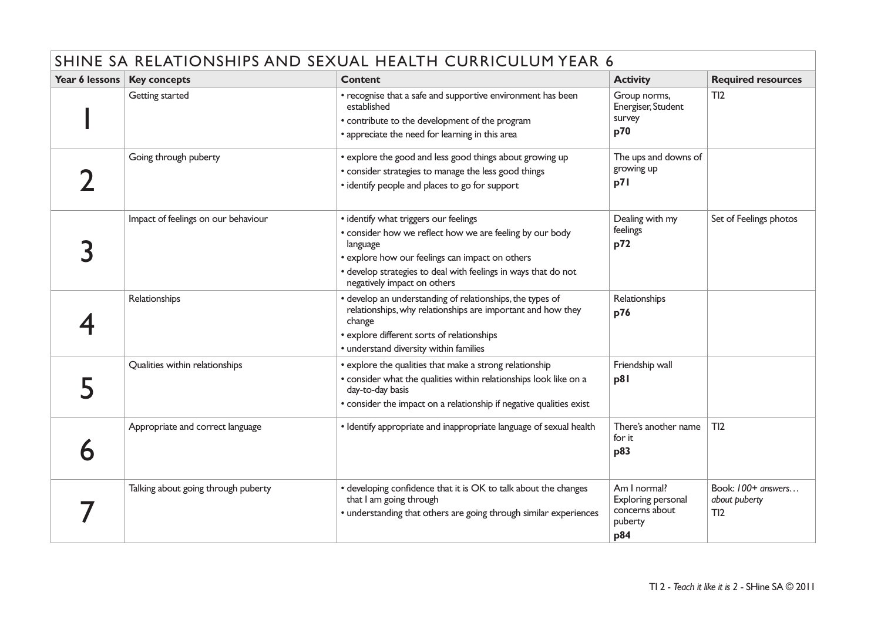# SHINE SA RELATIONSHIPS AND SEXUAL HEALTH CURRICULUM YEAR 6

| Year 6 lessons | Key concepts | Content | Activity | Required resources |
|---|---|---|---|---|
| 1 | Getting started | • recognise that a safe and supportive environment has been established<br>• contribute to the development of the program<br>• appreciate the need for learning in this area | Group norms, Energiser, Student survey<br>**p70** | TI2 |
| 2 | Going through puberty | • explore the good and less good things about growing up<br>• consider strategies to manage the less good things<br>• identify people and places to go for support | The ups and downs of growing up<br>**p71** | |
| 3 | Impact of feelings on our behaviour | • identify what triggers our feelings<br>• consider how we reflect how we are feeling by our body language<br>• explore how our feelings can impact on others<br>• develop strategies to deal with feelings in ways that do not negatively impact on others | Dealing with my feelings<br>**p72** | Set of Feelings photos |
| 4 | Relationships | • develop an understanding of relationships, the types of relationships, why relationships are important and how they change<br>• explore different sorts of relationships<br>• understand diversity within families | Relationships<br>**p76** | |
| 5 | Qualities within relationships | • explore the qualities that make a strong relationship<br>• consider what the qualities within relationships look like on a day-to-day basis<br>• consider the impact on a relationship if negative qualities exist | Friendship wall<br>**p81** | |
| 6 | Appropriate and correct language | • Identify appropriate and inappropriate language of sexual health | There's another name for it<br>**p83** | TI2 |
| 7 | Talking about going through puberty | • developing confidence that it is OK to talk about the changes that I am going through<br>• understanding that others are going through similar experiences | Am I normal? Exploring personal concerns about puberty<br>**p84** | Book: *100+ answers… about puberty*<br>TI2 |

TI 2 - *Teach it like it is 2* - SHine SA © 2011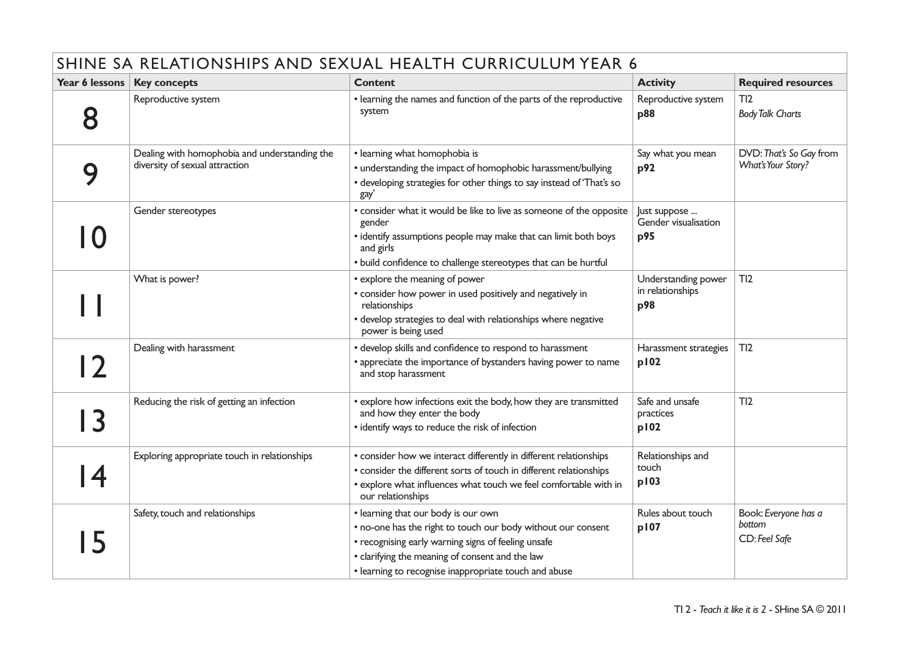# SHINE SA RELATIONSHIPS AND SEXUAL HEALTH CURRICULUM YEAR 6

| Year 6 lessons | Key concepts | Content | Activity | Required resources |
|---|---|---|---|---|
| 8 | Reproductive system | • learning the names and function of the parts of the reproductive system | Reproductive system **p88** | TI2 *Body Talk Charts* |
| 9 | Dealing with homophobia and understanding the diversity of sexual attraction | • learning what homophobia is<br>• understanding the impact of homophobic harassment/bullying<br>• developing strategies for other things to say instead of 'That's so gay' | Say what you mean **p92** | DVD: *That's So Gay* from *What's Your Story?* |
| 10 | Gender stereotypes | • consider what it would be like to live as someone of the opposite gender<br>• identify assumptions people may make that can limit both boys and girls<br>• build confidence to challenge stereotypes that can be hurtful | Just suppose ... Gender visualisation **p95** | |
| 11 | What is power? | • explore the meaning of power<br>• consider how power in used positively and negatively in relationships<br>• develop strategies to deal with relationships where negative power is being used | Understanding power in relationships **p98** | TI2 |
| 12 | Dealing with harassment | • develop skills and confidence to respond to harassment<br>• appreciate the importance of bystanders having power to name and stop harassment | Harassment strategies **p102** | TI2 |
| 13 | Reducing the risk of getting an infection | • explore how infections exit the body, how they are transmitted and how they enter the body<br>• identify ways to reduce the risk of infection | Safe and unsafe practices **p102** | TI2 |
| 14 | Exploring appropriate touch in relationships | • consider how we interact differently in different relationships<br>• consider the different sorts of touch in different relationships<br>• explore what influences what touch we feel comfortable with in our relationships | Relationships and touch **p103** | |
| 15 | Safety, touch and relationships | • learning that our body is our own<br>• no-one has the right to touch our body without our consent<br>• recognising early warning signs of feeling unsafe<br>• clarifying the meaning of consent and the law<br>• learning to recognise inappropriate touch and abuse | Rules about touch **p107** | Book: *Everyone has a bottom*<br>CD: *Feel Safe* |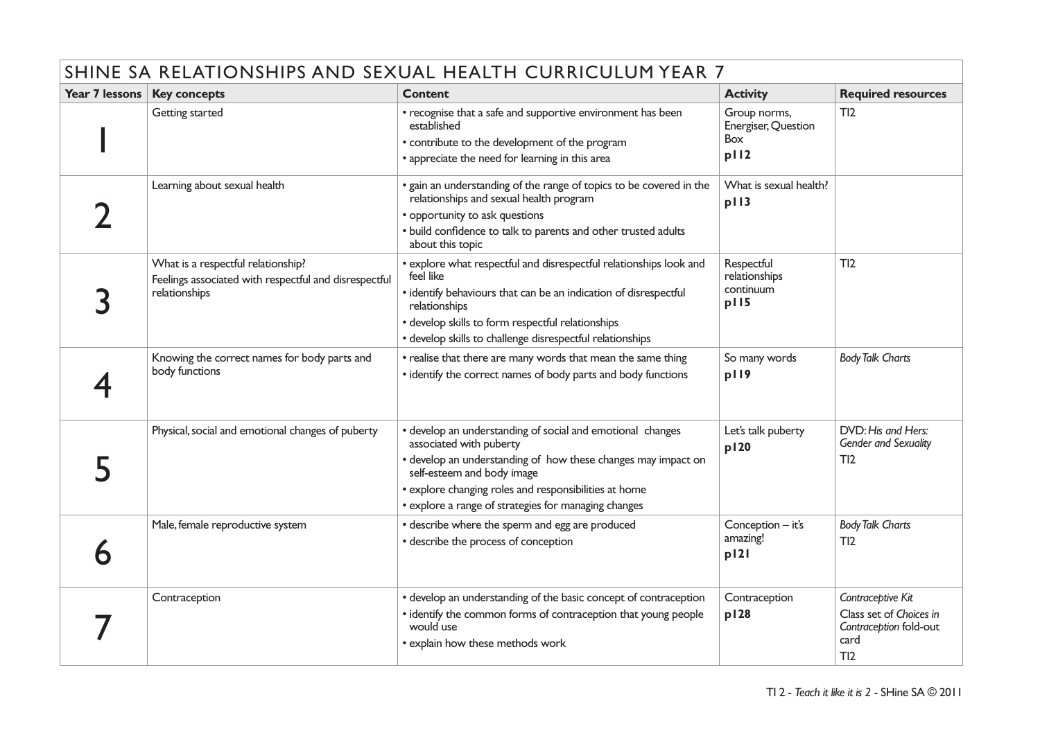# SHINE SA RELATIONSHIPS AND SEXUAL HEALTH CURRICULUM YEAR 7

| Year 7 lessons | Key concepts | Content | Activity | Required resources |
|---|---|---|---|---|
| 1 | Getting started | • recognise that a safe and supportive environment has been established<br>• contribute to the development of the program<br>• appreciate the need for learning in this area | Group norms, Energiser, Question Box<br>**p112** | TI2 |
| 2 | Learning about sexual health | • gain an understanding of the range of topics to be covered in the relationships and sexual health program<br>• opportunity to ask questions<br>• build confidence to talk to parents and other trusted adults about this topic | What is sexual health?<br>**p113** | |
| 3 | What is a respectful relationship?<br>Feelings associated with respectful and disrespectful relationships | • explore what respectful and disrespectful relationships look and feel like<br>• identify behaviours that can be an indication of disrespectful relationships<br>• develop skills to form respectful relationships<br>• develop skills to challenge disrespectful relationships | Respectful relationships continuum<br>**p115** | TI2 |
| 4 | Knowing the correct names for body parts and body functions | • realise that there are many words that mean the same thing<br>• identify the correct names of body parts and body functions | So many words<br>**p119** | *Body Talk Charts* |
| 5 | Physical, social and emotional changes of puberty | • develop an understanding of social and emotional changes associated with puberty<br>• develop an understanding of how these changes may impact on self-esteem and body image<br>• explore changing roles and responsibilities at home<br>• explore a range of strategies for managing changes | Let's talk puberty<br>**p120** | DVD: *His and Hers: Gender and Sexuality*<br>TI2 |
| 6 | Male, female reproductive system | • describe where the sperm and egg are produced<br>• describe the process of conception | Conception – it's amazing!<br>**p121** | *Body Talk Charts*<br>TI2 |
| 7 | Contraception | • develop an understanding of the basic concept of contraception<br>• identify the common forms of contraception that young people would use<br>• explain how these methods work | Contraception<br>**p128** | *Contraceptive Kit*<br>Class set of *Choices in Contraception* fold-out card<br>TI2 |

TI 2 - *Teach it like it is 2* - SHine SA © 2011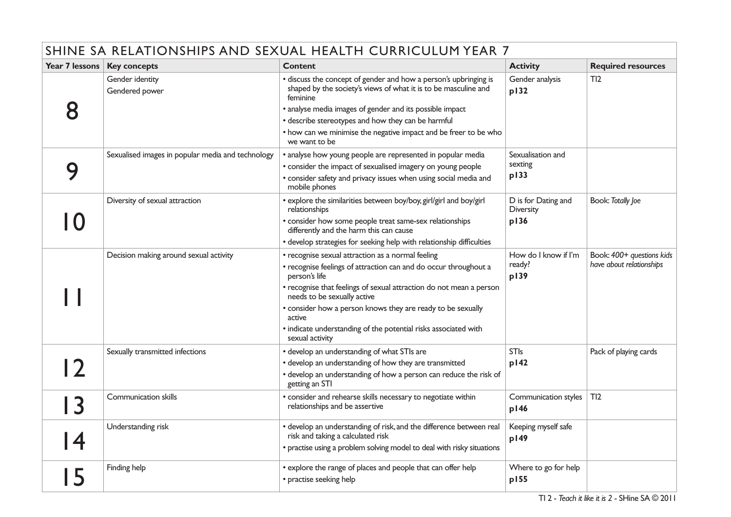# SHINE SA RELATIONSHIPS AND SEXUAL HEALTH CURRICULUM YEAR 7

| Year 7 lessons | Key concepts | Content | Activity | Required resources |
|---|---|---|---|---|
| 8 | Gender identity<br>Gendered power | • discuss the concept of gender and how a person's upbringing is shaped by the society's views of what it is to be masculine and feminine<br>• analyse media images of gender and its possible impact<br>• describe stereotypes and how they can be harmful<br>• how can we minimise the negative impact and be freer to be who we want to be | Gender analysis<br>**p132** | TI2 |
| 9 | Sexualised images in popular media and technology | • analyse how young people are represented in popular media<br>• consider the impact of sexualised imagery on young people<br>• consider safety and privacy issues when using social media and mobile phones | Sexualisation and sexting<br>**p133** | |
| 10 | Diversity of sexual attraction | • explore the similarities between boy/boy, girl/girl and boy/girl relationships<br>• consider how some people treat same-sex relationships differently and the harm this can cause<br>• develop strategies for seeking help with relationship difficulties | D is for Dating and Diversity<br>**p136** | Book: *Totally Joe* |
| 11 | Decision making around sexual activity | • recognise sexual attraction as a normal feeling<br>• recognise feelings of attraction can and do occur throughout a person's life<br>• recognise that feelings of sexual attraction do not mean a person needs to be sexually active<br>• consider how a person knows they are ready to be sexually active<br>• indicate understanding of the potential risks associated with sexual activity | How do I know if I'm ready?<br>**p139** | Book: *400+ questions kids have about relationships* |
| 12 | Sexually transmitted infections | • develop an understanding of what STIs are<br>• develop an understanding of how they are transmitted<br>• develop an understanding of how a person can reduce the risk of getting an STI | STIs<br>**p142** | Pack of playing cards |
| 13 | Communication skills | • consider and rehearse skills necessary to negotiate within relationships and be assertive | Communication styles<br>**p146** | TI2 |
| 14 | Understanding risk | • develop an understanding of risk, and the difference between real risk and taking a calculated risk<br>• practise using a problem solving model to deal with risky situations | Keeping myself safe<br>**p149** | |
| 15 | Finding help | • explore the range of places and people that can offer help<br>• practise seeking help | Where to go for help<br>**p155** | |

TI 2 - *Teach it like it is 2* - SHine SA © 2011